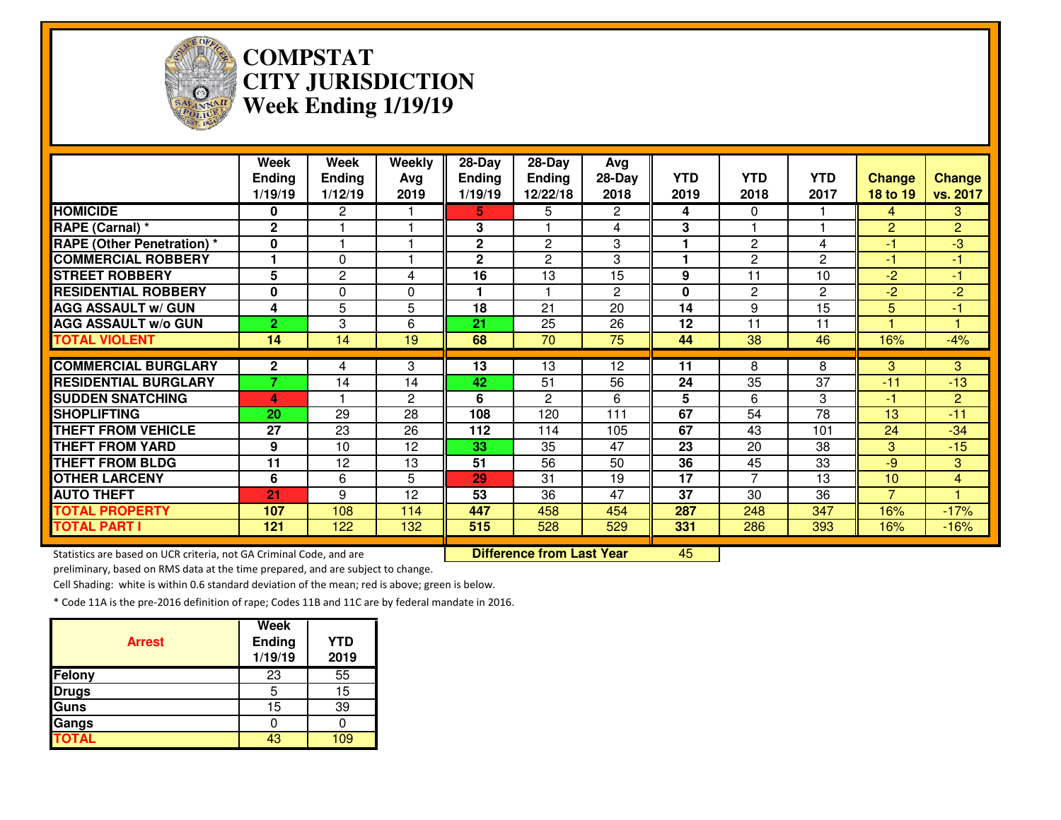# COMPSTAT
# CITY JURISDICTION
# Week Ending 1/19/19

| | Week Ending 1/19/19 | Week Ending 1/12/19 | Weekly Avg 2019 | 28-Day Ending 1/19/19 | 28-Day Ending 12/22/18 | Avg 28-Day 2018 | YTD 2019 | YTD 2018 | YTD 2017 | Change 18 to 19 | Change vs. 2017 |
|---|---|---|---|---|---|---|---|---|---|---|---|
| **HOMICIDE** | 0 | 2 | 1 | 5 | 5 | 2 | 4 | 0 | 1 | 4 | 3 |
| **RAPE (Carnal) *** | 2 | 1 | 1 | 3 | 1 | 4 | 3 | 1 | 1 | 2 | 2 |
| **RAPE (Other Penetration) *** | 0 | 1 | 1 | 2 | 2 | 3 | 1 | 2 | 4 | -1 | -3 |
| **COMMERCIAL ROBBERY** | 1 | 0 | 1 | 2 | 2 | 3 | 1 | 2 | 2 | -1 | -1 |
| **STREET ROBBERY** | 5 | 2 | 4 | 16 | 13 | 15 | 9 | 11 | 10 | -2 | -1 |
| **RESIDENTIAL ROBBERY** | 0 | 0 | 0 | 1 | 1 | 2 | 0 | 2 | 2 | -2 | -2 |
| **AGG ASSAULT w/ GUN** | 4 | 5 | 5 | 18 | 21 | 20 | 14 | 9 | 15 | 5 | -1 |
| **AGG ASSAULT w/o GUN** | 2 | 3 | 6 | 21 | 25 | 26 | 12 | 11 | 11 | 1 | 1 |
| **TOTAL VIOLENT** | 14 | 14 | 19 | 68 | 70 | 75 | 44 | 38 | 46 | 16% | -4% |
| **COMMERCIAL BURGLARY** | 2 | 4 | 3 | 13 | 13 | 12 | 11 | 8 | 8 | 3 | 3 |
| **RESIDENTIAL BURGLARY** | 7 | 14 | 14 | 42 | 51 | 56 | 24 | 35 | 37 | -11 | -13 |
| **SUDDEN SNATCHING** | 4 | 1 | 2 | 6 | 2 | 6 | 5 | 6 | 3 | -1 | 2 |
| **SHOPLIFTING** | 20 | 29 | 28 | 108 | 120 | 111 | 67 | 54 | 78 | 13 | -11 |
| **THEFT FROM VEHICLE** | 27 | 23 | 26 | 112 | 114 | 105 | 67 | 43 | 101 | 24 | -34 |
| **THEFT FROM YARD** | 9 | 10 | 12 | 33 | 35 | 47 | 23 | 20 | 38 | 3 | -15 |
| **THEFT FROM BLDG** | 11 | 12 | 13 | 51 | 56 | 50 | 36 | 45 | 33 | -9 | 3 |
| **OTHER LARCENY** | 6 | 6 | 5 | 29 | 31 | 19 | 17 | 7 | 13 | 10 | 4 |
| **AUTO THEFT** | 21 | 9 | 12 | 53 | 36 | 47 | 37 | 30 | 36 | 7 | 1 |
| **TOTAL PROPERTY** | 107 | 108 | 114 | 447 | 458 | 454 | 287 | 248 | 347 | 16% | -17% |
| **TOTAL PART I** | 121 | 122 | 132 | 515 | 528 | 529 | 331 | 286 | 393 | 16% | -16% |
| | | | | **Difference from Last Year** | | | 45 | | | | |

Statistics are based on UCR criteria, not GA Criminal Code, and are preliminary, based on RMS data at the time prepared, and are subject to change.

Cell Shading: white is within 0.6 standard deviation of the mean; red is above; green is below.

* Code 11A is the pre-2016 definition of rape; Codes 11B and 11C are by federal mandate in 2016.

| Arrest | Week Ending 1/19/19 | YTD 2019 |
|---|---|---|
| **Felony** | 23 | 55 |
| **Drugs** | 5 | 15 |
| **Guns** | 15 | 39 |
| **Gangs** | 0 | 0 |
| **TOTAL** | 43 | 109 |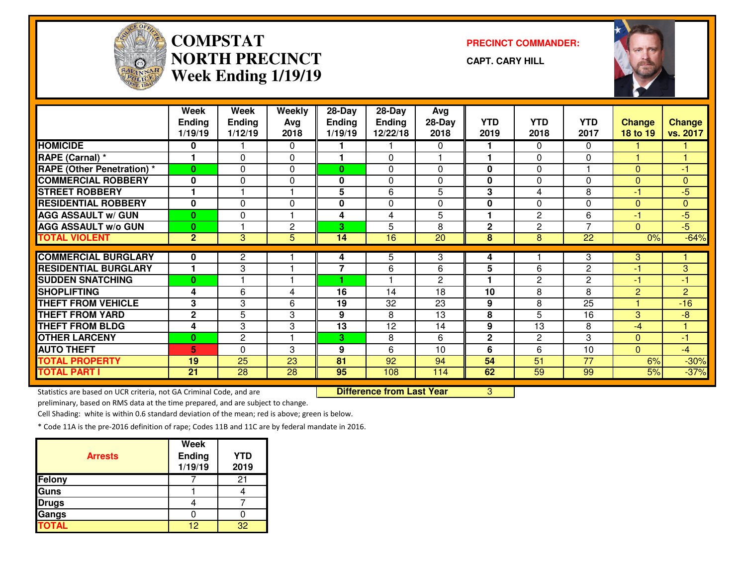# COMPSTAT
# NORTH PRECINCT
# Week Ending 1/19/19

**PRECINCT COMMANDER:**

**CAPT. CARY HILL**

| | Week Ending 1/19/19 | Week Ending 1/12/19 | Weekly Avg 2018 | 28-Day Ending 1/19/19 | 28-Day Ending 12/22/18 | Avg 28-Day 2018 | YTD 2019 | YTD 2018 | YTD 2017 | Change 18 to 19 | Change vs. 2017 |
|---|---|---|---|---|---|---|---|---|---|---|---|
| HOMICIDE | 0 | 1 | 0 | 1 | 1 | 0 | 1 | 0 | 0 | 1 | 1 |
| RAPE (Carnal) * | 1 | 0 | 0 | 1 | 0 | 1 | 1 | 0 | 0 | 1 | 1 |
| RAPE (Other Penetration) * | 0 | 0 | 0 | 0 | 0 | 0 | 0 | 0 | 1 | 0 | -1 |
| COMMERCIAL ROBBERY | 0 | 0 | 0 | 0 | 0 | 0 | 0 | 0 | 0 | 0 | 0 |
| STREET ROBBERY | 1 | 1 | 1 | 5 | 6 | 5 | 3 | 4 | 8 | -1 | -5 |
| RESIDENTIAL ROBBERY | 0 | 0 | 0 | 0 | 0 | 0 | 0 | 0 | 0 | 0 | 0 |
| AGG ASSAULT w/ GUN | 0 | 0 | 1 | 4 | 4 | 5 | 1 | 2 | 6 | -1 | -5 |
| AGG ASSAULT w/o GUN | 0 | 1 | 2 | 3 | 5 | 8 | 2 | 2 | 7 | 0 | -5 |
| TOTAL VIOLENT | 2 | 3 | 5 | 14 | 16 | 20 | 8 | 8 | 22 | 0% | -64% |
| COMMERCIAL BURGLARY | 0 | 2 | 1 | 4 | 5 | 3 | 4 | 1 | 3 | 3 | 1 |
| RESIDENTIAL BURGLARY | 1 | 3 | 1 | 7 | 6 | 6 | 5 | 6 | 2 | -1 | 3 |
| SUDDEN SNATCHING | 0 | 1 | 1 | 1 | 1 | 2 | 1 | 2 | 2 | -1 | -1 |
| SHOPLIFTING | 4 | 6 | 4 | 16 | 14 | 18 | 10 | 8 | 8 | 2 | 2 |
| THEFT FROM VEHICLE | 3 | 3 | 6 | 19 | 32 | 23 | 9 | 8 | 25 | 1 | -16 |
| THEFT FROM YARD | 2 | 5 | 3 | 9 | 8 | 13 | 8 | 5 | 16 | 3 | -8 |
| THEFT FROM BLDG | 4 | 3 | 3 | 13 | 12 | 14 | 9 | 13 | 8 | -4 | 1 |
| OTHER LARCENY | 0 | 2 | 1 | 3 | 8 | 6 | 2 | 2 | 3 | 0 | -1 |
| AUTO THEFT | 5 | 0 | 3 | 9 | 6 | 10 | 6 | 6 | 10 | 0 | -4 |
| TOTAL PROPERTY | 19 | 25 | 23 | 81 | 92 | 94 | 54 | 51 | 77 | 6% | -30% |
| TOTAL PART I | 21 | 28 | 28 | 95 | 108 | 114 | 62 | 59 | 99 | 5% | -37% |

**Difference from Last Year** 3

Statistics are based on UCR criteria, not GA Criminal Code, and are preliminary, based on RMS data at the time prepared, and are subject to change.

Cell Shading: white is within 0.6 standard deviation of the mean; red is above; green is below.

* Code 11A is the pre-2016 definition of rape; Codes 11B and 11C are by federal mandate in 2016.

| Arrests | Week Ending 1/19/19 | YTD 2019 |
|---|---|---|
| Felony | 7 | 21 |
| Guns | 1 | 4 |
| Drugs | 4 | 7 |
| Gangs | 0 | 0 |
| TOTAL | 12 | 32 |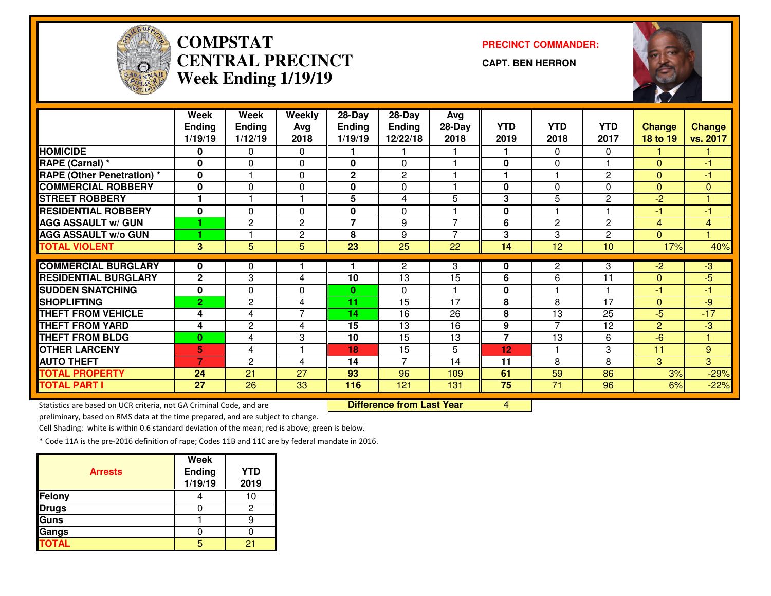# COMPSTAT CENTRAL PRECINCT
## Week Ending 1/19/19

**PRECINCT COMMANDER:**

**CAPT. BEN HERRON**

| | Week Ending 1/19/19 | Week Ending 1/12/19 | Weekly Avg 2018 | 28-Day Ending 1/19/19 | 28-Day Ending 12/22/18 | Avg 28-Day 2018 | YTD 2019 | YTD 2018 | YTD 2017 | Change 18 to 19 | Change vs. 2017 |
|---|---|---|---|---|---|---|---|---|---|---|---|
| HOMICIDE | 0 | 0 | 0 | 1 | 1 | 1 | 1 | 0 | 0 | 1 | 1 |
| RAPE (Carnal) * | 0 | 0 | 0 | 0 | 0 | 1 | 0 | 0 | 1 | 0 | -1 |
| RAPE (Other Penetration) * | 0 | 1 | 0 | 2 | 2 | 1 | 1 | 1 | 2 | 0 | -1 |
| COMMERCIAL ROBBERY | 0 | 0 | 0 | 0 | 0 | 1 | 0 | 0 | 0 | 0 | 0 |
| STREET ROBBERY | 1 | 1 | 1 | 5 | 4 | 5 | 3 | 5 | 2 | -2 | 1 |
| RESIDENTIAL ROBBERY | 0 | 0 | 0 | 0 | 0 | 1 | 0 | 1 | 1 | -1 | -1 |
| AGG ASSAULT w/ GUN | 1 | 2 | 2 | 7 | 9 | 7 | 6 | 2 | 2 | 4 | 4 |
| AGG ASSAULT w/o GUN | 1 | 1 | 2 | 8 | 9 | 7 | 3 | 3 | 2 | 0 | 1 |
| TOTAL VIOLENT | 3 | 5 | 5 | 23 | 25 | 22 | 14 | 12 | 10 | 17% | 40% |
| COMMERCIAL BURGLARY | 0 | 0 | 1 | 1 | 2 | 3 | 0 | 2 | 3 | -2 | -3 |
| RESIDENTIAL BURGLARY | 2 | 3 | 4 | 10 | 13 | 15 | 6 | 6 | 11 | 0 | -5 |
| SUDDEN SNATCHING | 0 | 0 | 0 | 0 | 0 | 1 | 0 | 1 | 1 | -1 | -1 |
| SHOPLIFTING | 2 | 2 | 4 | 11 | 15 | 17 | 8 | 8 | 17 | 0 | -9 |
| THEFT FROM VEHICLE | 4 | 4 | 7 | 14 | 16 | 26 | 8 | 13 | 25 | -5 | -17 |
| THEFT FROM YARD | 4 | 2 | 4 | 15 | 13 | 16 | 9 | 7 | 12 | 2 | -3 |
| THEFT FROM BLDG | 0 | 4 | 3 | 10 | 15 | 13 | 7 | 13 | 6 | -6 | 1 |
| OTHER LARCENY | 5 | 4 | 1 | 18 | 15 | 5 | 12 | 1 | 3 | 11 | 9 |
| AUTO THEFT | 7 | 2 | 4 | 14 | 7 | 14 | 11 | 8 | 8 | 3 | 3 |
| TOTAL PROPERTY | 24 | 21 | 27 | 93 | 96 | 109 | 61 | 59 | 86 | 3% | -29% |
| TOTAL PART I | 27 | 26 | 33 | 116 | 121 | 131 | 75 | 71 | 96 | 6% | -22% |

**Difference from Last Year** 4

Statistics are based on UCR criteria, not GA Criminal Code, and are preliminary, based on RMS data at the time prepared, and are subject to change.

Cell Shading: white is within 0.6 standard deviation of the mean; red is above; green is below.

* Code 11A is the pre-2016 definition of rape; Codes 11B and 11C are by federal mandate in 2016.

| Arrests | Week Ending 1/19/19 | YTD 2019 |
|---|---|---|
| Felony | 4 | 10 |
| Drugs | 0 | 2 |
| Guns | 1 | 9 |
| Gangs | 0 | 0 |
| TOTAL | 5 | 21 |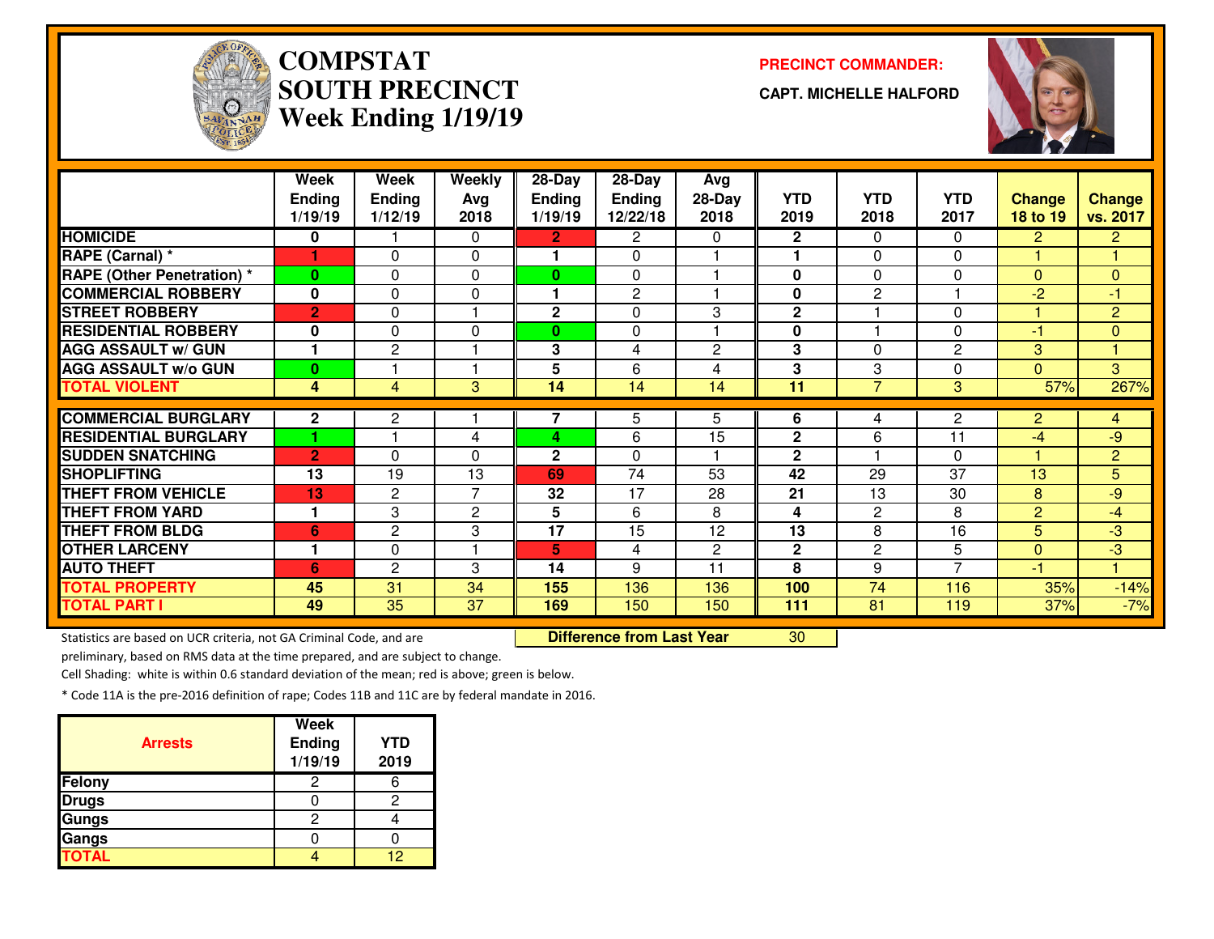# COMPSTAT SOUTH PRECINCT
## Week Ending 1/19/19

**PRECINCT COMMANDER:**

**CAPT. MICHELLE HALFORD**

| | Week Ending 1/19/19 | Week Ending 1/12/19 | Weekly Avg 2018 | 28-Day Ending 1/19/19 | 28-Day Ending 12/22/18 | Avg 28-Day 2018 | YTD 2019 | YTD 2018 | YTD 2017 | Change 18 to 19 | Change vs. 2017 |
|---|---|---|---|---|---|---|---|---|---|---|---|
| HOMICIDE | 0 | 1 | 0 | 2 | 2 | 0 | 2 | 0 | 0 | 2 | 2 |
| RAPE (Carnal) * | 1 | 0 | 0 | 1 | 0 | 1 | 1 | 0 | 0 | 1 | 1 |
| RAPE (Other Penetration) * | 0 | 0 | 0 | 0 | 0 | 1 | 0 | 0 | 0 | 0 | 0 |
| COMMERCIAL ROBBERY | 0 | 0 | 0 | 1 | 2 | 1 | 0 | 2 | 1 | -2 | -1 |
| STREET ROBBERY | 2 | 0 | 1 | 2 | 0 | 3 | 2 | 1 | 0 | 1 | 2 |
| RESIDENTIAL ROBBERY | 0 | 0 | 0 | 0 | 0 | 1 | 0 | 1 | 0 | -1 | 0 |
| AGG ASSAULT w/ GUN | 1 | 2 | 1 | 3 | 4 | 2 | 3 | 0 | 2 | 3 | 1 |
| AGG ASSAULT w/o GUN | 0 | 1 | 1 | 5 | 6 | 4 | 3 | 3 | 0 | 0 | 3 |
| TOTAL VIOLENT | 4 | 4 | 3 | 14 | 14 | 14 | 11 | 7 | 3 | 57% | 267% |
| COMMERCIAL BURGLARY | 2 | 2 | 1 | 7 | 5 | 5 | 6 | 4 | 2 | 2 | 4 |
| RESIDENTIAL BURGLARY | 1 | 1 | 4 | 4 | 6 | 15 | 2 | 6 | 11 | -4 | -9 |
| SUDDEN SNATCHING | 2 | 0 | 0 | 2 | 0 | 1 | 2 | 1 | 0 | 1 | 2 |
| SHOPLIFTING | 13 | 19 | 13 | 69 | 74 | 53 | 42 | 29 | 37 | 13 | 5 |
| THEFT FROM VEHICLE | 13 | 2 | 7 | 32 | 17 | 28 | 21 | 13 | 30 | 8 | -9 |
| THEFT FROM YARD | 1 | 3 | 2 | 5 | 6 | 8 | 4 | 2 | 8 | 2 | -4 |
| THEFT FROM BLDG | 6 | 2 | 3 | 17 | 15 | 12 | 13 | 8 | 16 | 5 | -3 |
| OTHER LARCENY | 1 | 0 | 1 | 5 | 4 | 2 | 2 | 2 | 5 | 0 | -3 |
| AUTO THEFT | 6 | 2 | 3 | 14 | 9 | 11 | 8 | 9 | 7 | -1 | 1 |
| TOTAL PROPERTY | 45 | 31 | 34 | 155 | 136 | 136 | 100 | 74 | 116 | 35% | -14% |
| TOTAL PART I | 49 | 35 | 37 | 169 | 150 | 150 | 111 | 81 | 119 | 37% | -7% |

**Difference from Last Year** 30

Statistics are based on UCR criteria, not GA Criminal Code, and are preliminary, based on RMS data at the time prepared, and are subject to change.

Cell Shading: white is within 0.6 standard deviation of the mean; red is above; green is below.

* Code 11A is the pre-2016 definition of rape; Codes 11B and 11C are by federal mandate in 2016.

| Arrests | Week Ending 1/19/19 | YTD 2019 |
|---|---|---|
| Felony | 2 | 6 |
| Drugs | 0 | 2 |
| Gungs | 2 | 4 |
| Gangs | 0 | 0 |
| TOTAL | 4 | 12 |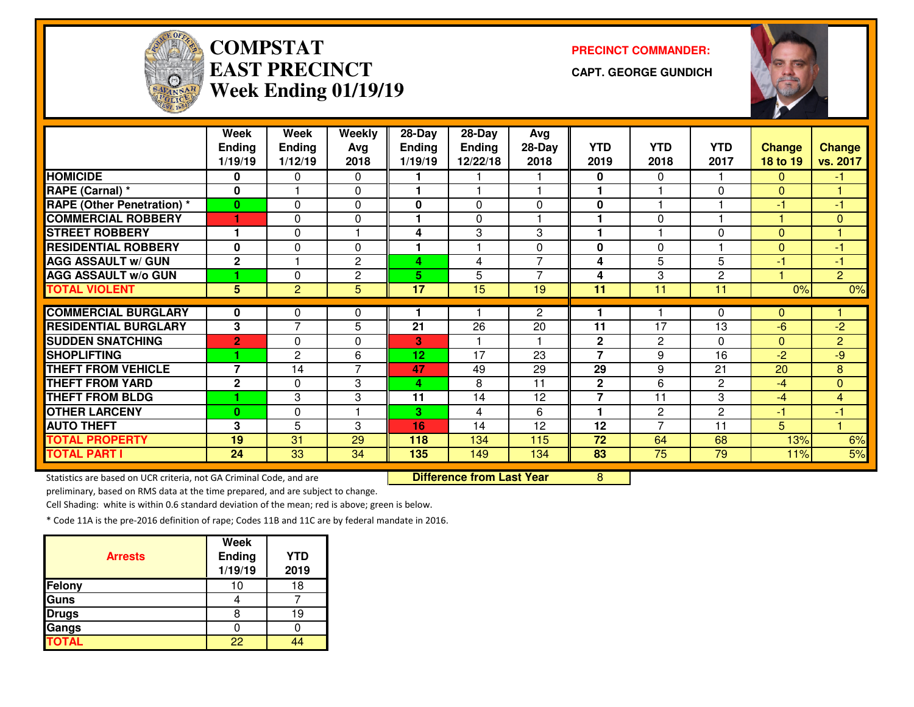# COMPSTAT EAST PRECINCT Week Ending 01/19/19

**PRECINCT COMMANDER:**

**CAPT. GEORGE GUNDICH**

| | Week Ending 1/19/19 | Week Ending 1/12/19 | Weekly Avg 2018 | 28-Day Ending 1/19/19 | 28-Day Ending 12/22/18 | Avg 28-Day 2018 | YTD 2019 | YTD 2018 | YTD 2017 | Change 18 to 19 | Change vs. 2017 |
|---|---|---|---|---|---|---|---|---|---|---|---|
| HOMICIDE | 0 | 0 | 0 | 1 | 1 | 1 | 0 | 0 | 1 | 0 | -1 |
| RAPE (Carnal) * | 0 | 1 | 0 | 1 | 1 | 1 | 1 | 1 | 0 | 0 | 1 |
| RAPE (Other Penetration) * | 0 | 0 | 0 | 0 | 0 | 0 | 0 | 1 | 1 | -1 | -1 |
| COMMERCIAL ROBBERY | 1 | 0 | 0 | 1 | 0 | 1 | 1 | 0 | 1 | 1 | 0 |
| STREET ROBBERY | 1 | 0 | 1 | 4 | 3 | 3 | 1 | 1 | 0 | 0 | 1 |
| RESIDENTIAL ROBBERY | 0 | 0 | 0 | 1 | 1 | 0 | 0 | 0 | 1 | 0 | -1 |
| AGG ASSAULT w/ GUN | 2 | 1 | 2 | 4 | 4 | 7 | 4 | 5 | 5 | -1 | -1 |
| AGG ASSAULT w/o GUN | 1 | 0 | 2 | 5 | 5 | 7 | 4 | 3 | 2 | 1 | 2 |
| TOTAL VIOLENT | 5 | 2 | 5 | 17 | 15 | 19 | 11 | 11 | 11 | 0% | 0% |
| COMMERCIAL BURGLARY | 0 | 0 | 0 | 1 | 1 | 2 | 1 | 1 | 0 | 0 | 1 |
| RESIDENTIAL BURGLARY | 3 | 7 | 5 | 21 | 26 | 20 | 11 | 17 | 13 | -6 | -2 |
| SUDDEN SNATCHING | 2 | 0 | 0 | 3 | 1 | 1 | 2 | 2 | 0 | 0 | 2 |
| SHOPLIFTING | 1 | 2 | 6 | 12 | 17 | 23 | 7 | 9 | 16 | -2 | -9 |
| THEFT FROM VEHICLE | 7 | 14 | 7 | 47 | 49 | 29 | 29 | 9 | 21 | 20 | 8 |
| THEFT FROM YARD | 2 | 0 | 3 | 4 | 8 | 11 | 2 | 6 | 2 | -4 | 0 |
| THEFT FROM BLDG | 1 | 3 | 3 | 11 | 14 | 12 | 7 | 11 | 3 | -4 | 4 |
| OTHER LARCENY | 0 | 0 | 1 | 3 | 4 | 6 | 1 | 2 | 2 | -1 | -1 |
| AUTO THEFT | 3 | 5 | 3 | 16 | 14 | 12 | 12 | 7 | 11 | 5 | 1 |
| TOTAL PROPERTY | 19 | 31 | 29 | 118 | 134 | 115 | 72 | 64 | 68 | 13% | 6% |
| TOTAL PART I | 24 | 33 | 34 | 135 | 149 | 134 | 83 | 75 | 79 | 11% | 5% |

**Difference from Last Year** 8

Statistics are based on UCR criteria, not GA Criminal Code, and are preliminary, based on RMS data at the time prepared, and are subject to change.

Cell Shading: white is within 0.6 standard deviation of the mean; red is above; green is below.

* Code 11A is the pre-2016 definition of rape; Codes 11B and 11C are by federal mandate in 2016.

| Arrests | Week Ending 1/19/19 | YTD 2019 |
|---|---|---|
| Felony | 10 | 18 |
| Guns | 4 | 7 |
| Drugs | 8 | 19 |
| Gangs | 0 | 0 |
| TOTAL | 22 | 44 |